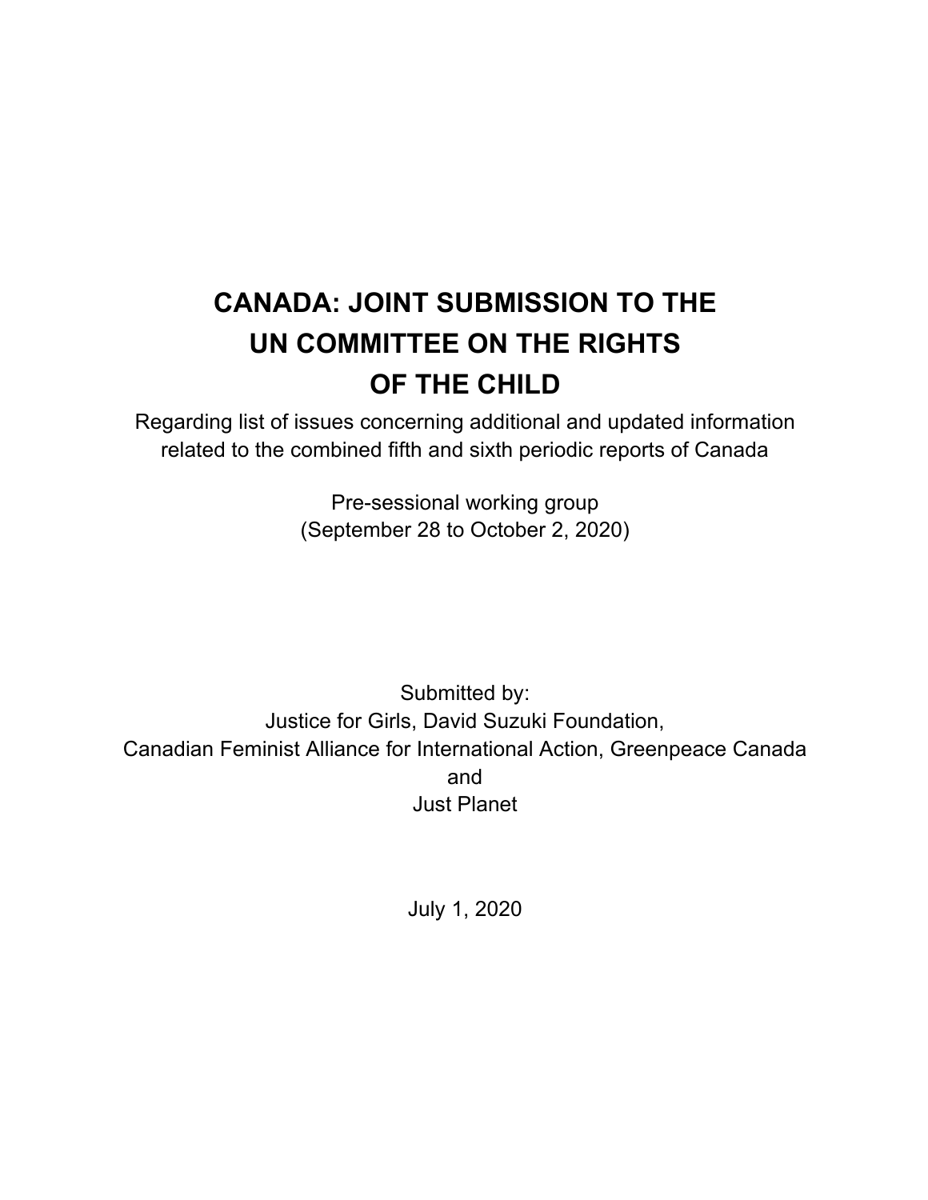# CANADA: JOINT SUBMISSION TO THE UN COMMITTEE ON THE RIGHTS OF THE CHILD

Regarding list of issues concerning additional and updated information related to the combined fifth and sixth periodic reports of Canada

Pre-sessional working group
(September 28 to October 2, 2020)

Submitted by:
Justice for Girls, David Suzuki Foundation,
Canadian Feminist Alliance for International Action, Greenpeace Canada
and
Just Planet

July 1, 2020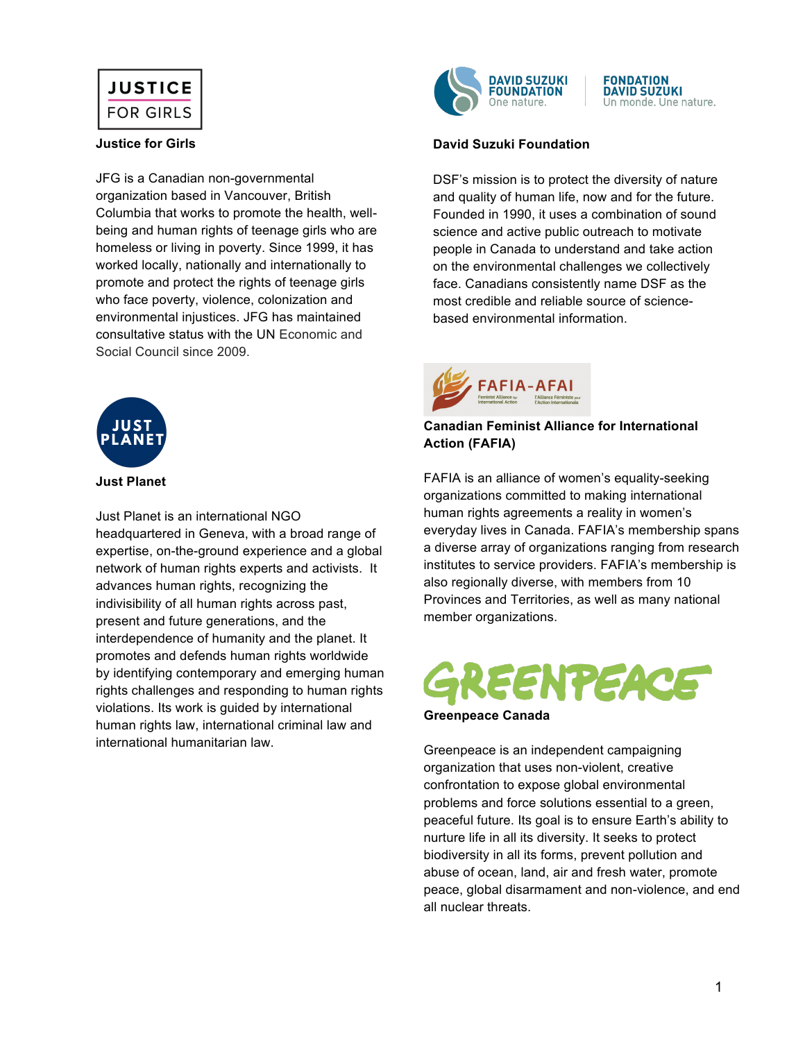**Justice for Girls**

JFG is a Canadian non-governmental organization based in Vancouver, British Columbia that works to promote the health, well-being and human rights of teenage girls who are homeless or living in poverty. Since 1999, it has worked locally, nationally and internationally to promote and protect the rights of teenage girls who face poverty, violence, colonization and environmental injustices. JFG has maintained consultative status with the UN Economic and Social Council since 2009.

**Just Planet**

Just Planet is an international NGO headquartered in Geneva, with a broad range of expertise, on-the-ground experience and a global network of human rights experts and activists. It advances human rights, recognizing the indivisibility of all human rights across past, present and future generations, and the interdependence of humanity and the planet. It promotes and defends human rights worldwide by identifying contemporary and emerging human rights challenges and responding to human rights violations. Its work is guided by international human rights law, international criminal law and international humanitarian law.

**David Suzuki Foundation**

DSF's mission is to protect the diversity of nature and quality of human life, now and for the future. Founded in 1990, it uses a combination of sound science and active public outreach to motivate people in Canada to understand and take action on the environmental challenges we collectively face. Canadians consistently name DSF as the most credible and reliable source of science-based environmental information.

**Canadian Feminist Alliance for International Action (FAFIA)**

FAFIA is an alliance of women's equality-seeking organizations committed to making international human rights agreements a reality in women's everyday lives in Canada. FAFIA's membership spans a diverse array of organizations ranging from research institutes to service providers. FAFIA's membership is also regionally diverse, with members from 10 Provinces and Territories, as well as many national member organizations.

**Greenpeace Canada**

Greenpeace is an independent campaigning organization that uses non-violent, creative confrontation to expose global environmental problems and force solutions essential to a green, peaceful future. Its goal is to ensure Earth's ability to nurture life in all its diversity. It seeks to protect biodiversity in all its forms, prevent pollution and abuse of ocean, land, air and fresh water, promote peace, global disarmament and non-violence, and end all nuclear threats.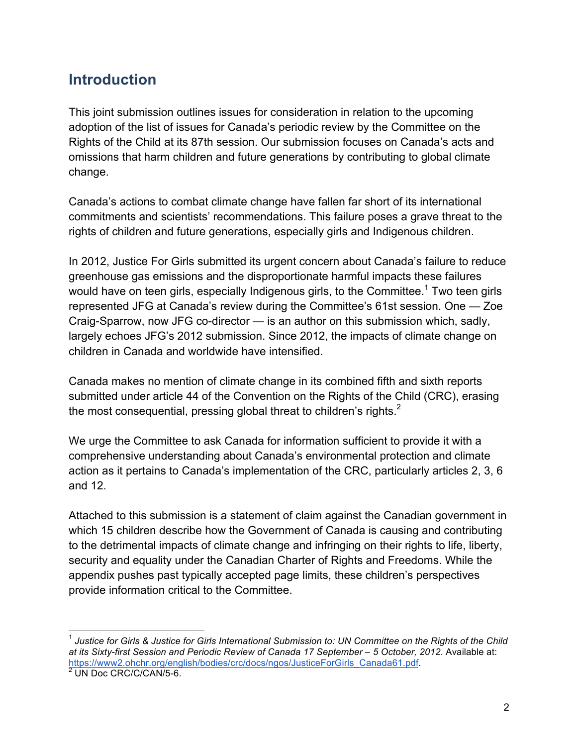## Introduction

This joint submission outlines issues for consideration in relation to the upcoming adoption of the list of issues for Canada's periodic review by the Committee on the Rights of the Child at its 87th session. Our submission focuses on Canada's acts and omissions that harm children and future generations by contributing to global climate change.

Canada's actions to combat climate change have fallen far short of its international commitments and scientists' recommendations. This failure poses a grave threat to the rights of children and future generations, especially girls and Indigenous children.

In 2012, Justice For Girls submitted its urgent concern about Canada's failure to reduce greenhouse gas emissions and the disproportionate harmful impacts these failures would have on teen girls, especially Indigenous girls, to the Committee.[1] Two teen girls represented JFG at Canada's review during the Committee's 61st session. One — Zoe Craig-Sparrow, now JFG co-director — is an author on this submission which, sadly, largely echoes JFG's 2012 submission. Since 2012, the impacts of climate change on children in Canada and worldwide have intensified.

Canada makes no mention of climate change in its combined fifth and sixth reports submitted under article 44 of the Convention on the Rights of the Child (CRC), erasing the most consequential, pressing global threat to children's rights.[2]

We urge the Committee to ask Canada for information sufficient to provide it with a comprehensive understanding about Canada's environmental protection and climate action as it pertains to Canada's implementation of the CRC, particularly articles 2, 3, 6 and 12.

Attached to this submission is a statement of claim against the Canadian government in which 15 children describe how the Government of Canada is causing and contributing to the detrimental impacts of climate change and infringing on their rights to life, liberty, security and equality under the Canadian Charter of Rights and Freedoms. While the appendix pushes past typically accepted page limits, these children's perspectives provide information critical to the Committee.

---

[1] *Justice for Girls & Justice for Girls International Submission to: UN Committee on the Rights of the Child at its Sixty-first Session and Periodic Review of Canada 17 September – 5 October, 2012*. Available at: https://www2.ohchr.org/english/bodies/crc/docs/ngos/JusticeForGirls_Canada61.pdf.

[2] UN Doc CRC/C/CAN/5-6.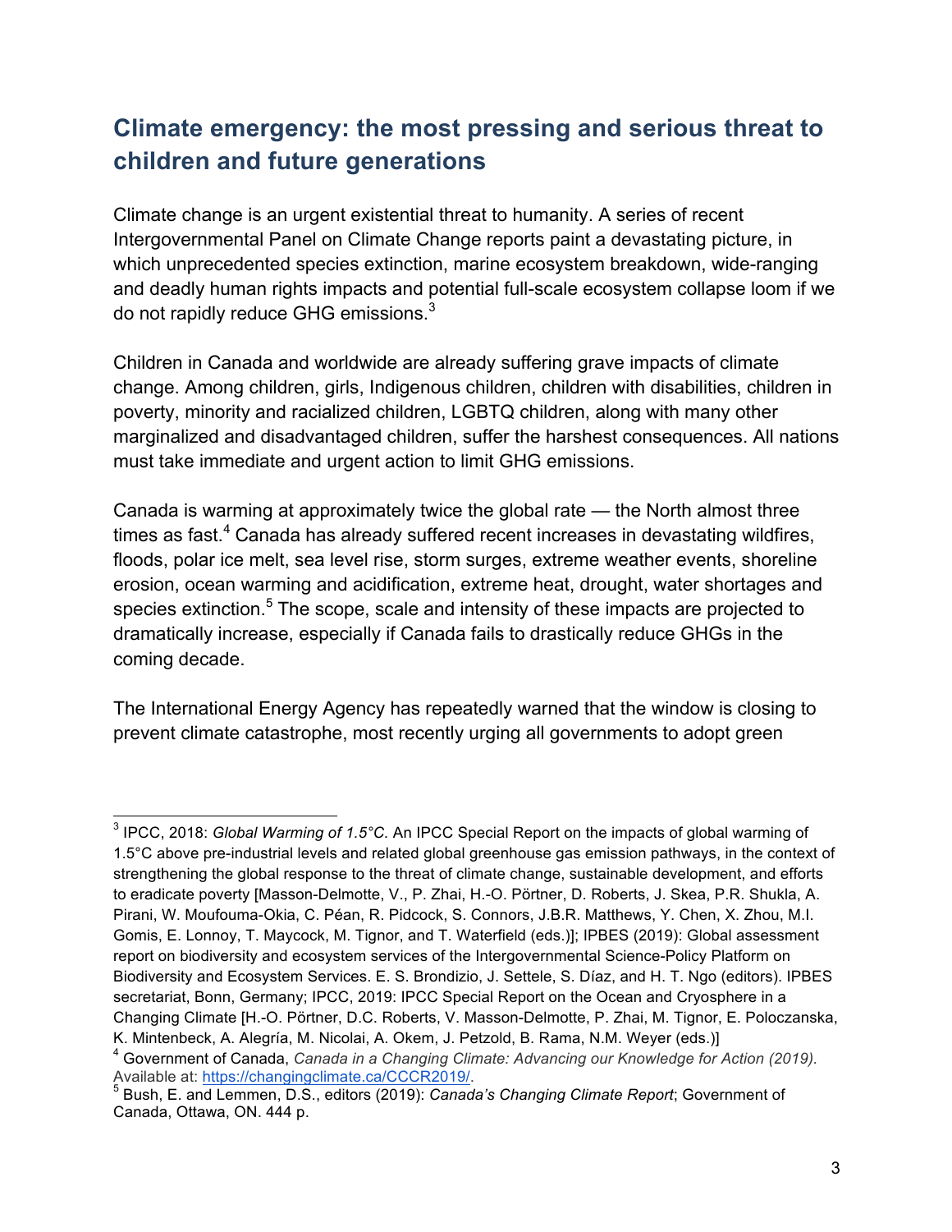## Climate emergency: the most pressing and serious threat to children and future generations

Climate change is an urgent existential threat to humanity. A series of recent Intergovernmental Panel on Climate Change reports paint a devastating picture, in which unprecedented species extinction, marine ecosystem breakdown, wide-ranging and deadly human rights impacts and potential full-scale ecosystem collapse loom if we do not rapidly reduce GHG emissions.[3]

Children in Canada and worldwide are already suffering grave impacts of climate change. Among children, girls, Indigenous children, children with disabilities, children in poverty, minority and racialized children, LGBTQ children, along with many other marginalized and disadvantaged children, suffer the harshest consequences. All nations must take immediate and urgent action to limit GHG emissions.

Canada is warming at approximately twice the global rate — the North almost three times as fast.[4] Canada has already suffered recent increases in devastating wildfires, floods, polar ice melt, sea level rise, storm surges, extreme weather events, shoreline erosion, ocean warming and acidification, extreme heat, drought, water shortages and species extinction.[5] The scope, scale and intensity of these impacts are projected to dramatically increase, especially if Canada fails to drastically reduce GHGs in the coming decade.

The International Energy Agency has repeatedly warned that the window is closing to prevent climate catastrophe, most recently urging all governments to adopt green

---

[3] IPCC, 2018: *Global Warming of 1.5°C.* An IPCC Special Report on the impacts of global warming of 1.5°C above pre-industrial levels and related global greenhouse gas emission pathways, in the context of strengthening the global response to the threat of climate change, sustainable development, and efforts to eradicate poverty [Masson-Delmotte, V., P. Zhai, H.-O. Pörtner, D. Roberts, J. Skea, P.R. Shukla, A. Pirani, W. Moufouma-Okia, C. Péan, R. Pidcock, S. Connors, J.B.R. Matthews, Y. Chen, X. Zhou, M.I. Gomis, E. Lonnoy, T. Maycock, M. Tignor, and T. Waterfield (eds.)]; IPBES (2019): Global assessment report on biodiversity and ecosystem services of the Intergovernmental Science-Policy Platform on Biodiversity and Ecosystem Services. E. S. Brondizio, J. Settele, S. Díaz, and H. T. Ngo (editors). IPBES secretariat, Bonn, Germany; IPCC, 2019: IPCC Special Report on the Ocean and Cryosphere in a Changing Climate [H.-O. Pörtner, D.C. Roberts, V. Masson-Delmotte, P. Zhai, M. Tignor, E. Poloczanska, K. Mintenbeck, A. Alegría, M. Nicolai, A. Okem, J. Petzold, B. Rama, N.M. Weyer (eds.)]

[4] Government of Canada, *Canada in a Changing Climate: Advancing our Knowledge for Action (2019).* Available at: https://changingclimate.ca/CCCR2019/.

[5] Bush, E. and Lemmen, D.S., editors (2019): *Canada's Changing Climate Report*; Government of Canada, Ottawa, ON. 444 p.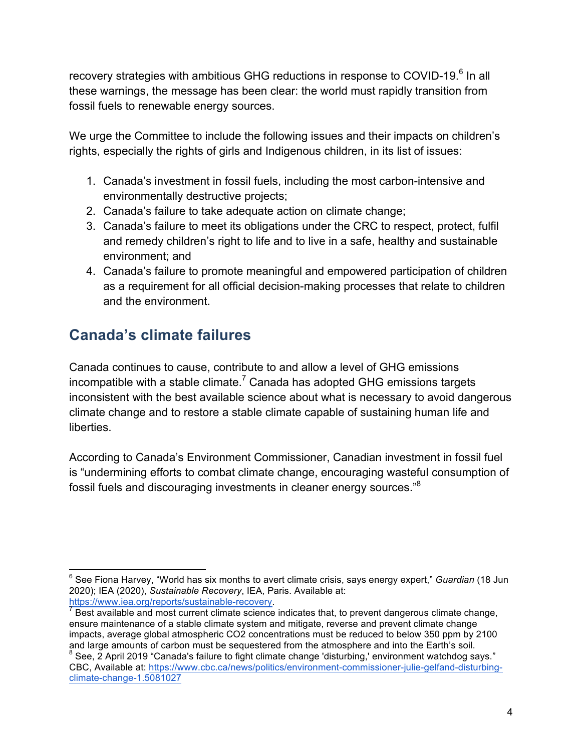recovery strategies with ambitious GHG reductions in response to COVID-19.[6] In all these warnings, the message has been clear: the world must rapidly transition from fossil fuels to renewable energy sources.

We urge the Committee to include the following issues and their impacts on children's rights, especially the rights of girls and Indigenous children, in its list of issues:

1. Canada's investment in fossil fuels, including the most carbon-intensive and environmentally destructive projects;
2. Canada's failure to take adequate action on climate change;
3. Canada's failure to meet its obligations under the CRC to respect, protect, fulfil and remedy children's right to life and to live in a safe, healthy and sustainable environment; and
4. Canada's failure to promote meaningful and empowered participation of children as a requirement for all official decision-making processes that relate to children and the environment.

## Canada's climate failures

Canada continues to cause, contribute to and allow a level of GHG emissions incompatible with a stable climate.[7] Canada has adopted GHG emissions targets inconsistent with the best available science about what is necessary to avoid dangerous climate change and to restore a stable climate capable of sustaining human life and liberties.

According to Canada's Environment Commissioner, Canadian investment in fossil fuel is "undermining efforts to combat climate change, encouraging wasteful consumption of fossil fuels and discouraging investments in cleaner energy sources."[8]

---

[6] See Fiona Harvey, "World has six months to avert climate crisis, says energy expert," *Guardian* (18 Jun 2020); IEA (2020), *Sustainable Recovery*, IEA, Paris. Available at: https://www.iea.org/reports/sustainable-recovery.

[7] Best available and most current climate science indicates that, to prevent dangerous climate change, ensure maintenance of a stable climate system and mitigate, reverse and prevent climate change impacts, average global atmospheric $CO_2$ concentrations must be reduced to below 350 ppm by 2100 and large amounts of carbon must be sequestered from the atmosphere and into the Earth's soil.

[8] See, 2 April 2019 "Canada's failure to fight climate change 'disturbing,' environment watchdog says." CBC, Available at: https://www.cbc.ca/news/politics/environment-commissioner-julie-gelfand-disturbing-climate-change-1.5081027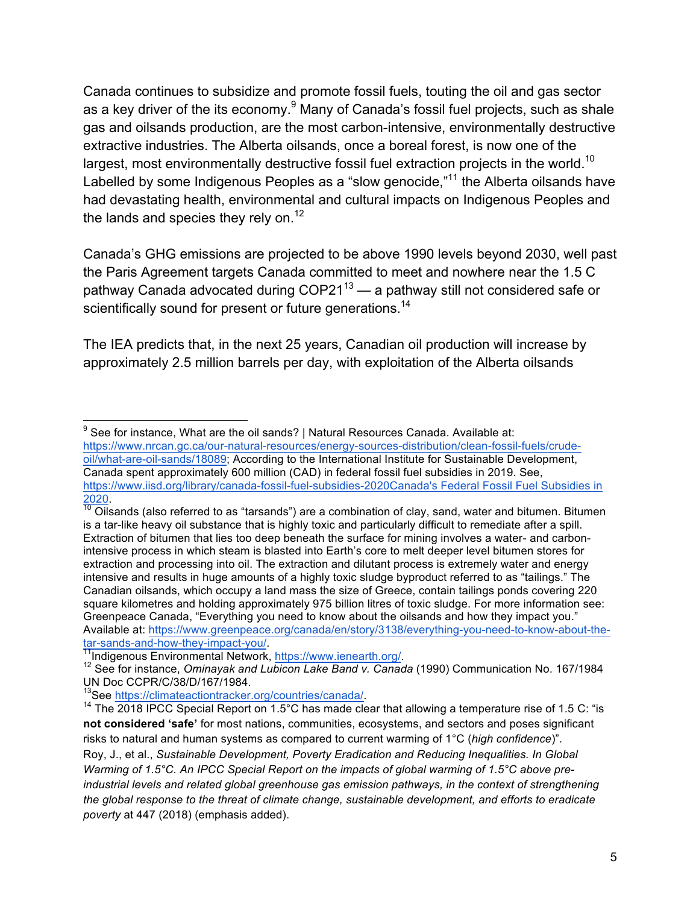Canada continues to subsidize and promote fossil fuels, touting the oil and gas sector as a key driver of the its economy.[9] Many of Canada's fossil fuel projects, such as shale gas and oilsands production, are the most carbon-intensive, environmentally destructive extractive industries. The Alberta oilsands, once a boreal forest, is now one of the largest, most environmentally destructive fossil fuel extraction projects in the world.[10] Labelled by some Indigenous Peoples as a "slow genocide,"[11] the Alberta oilsands have had devastating health, environmental and cultural impacts on Indigenous Peoples and the lands and species they rely on.[12]

Canada's GHG emissions are projected to be above 1990 levels beyond 2030, well past the Paris Agreement targets Canada committed to meet and nowhere near the 1.5 C pathway Canada advocated during COP21[13] — a pathway still not considered safe or scientifically sound for present or future generations.[14]

The IEA predicts that, in the next 25 years, Canadian oil production will increase by approximately 2.5 million barrels per day, with exploitation of the Alberta oilsands

---

[9] See for instance, What are the oil sands? | Natural Resources Canada. Available at: https://www.nrcan.gc.ca/our-natural-resources/energy-sources-distribution/clean-fossil-fuels/crude-oil/what-are-oil-sands/18089; According to the International Institute for Sustainable Development, Canada spent approximately 600 million (CAD) in federal fossil fuel subsidies in 2019. See, https://www.iisd.org/library/canada-fossil-fuel-subsidies-2020Canada's Federal Fossil Fuel Subsidies in 2020.

[10] Oilsands (also referred to as "tarsands") are a combination of clay, sand, water and bitumen. Bitumen is a tar-like heavy oil substance that is highly toxic and particularly difficult to remediate after a spill. Extraction of bitumen that lies too deep beneath the surface for mining involves a water- and carbon-intensive process in which steam is blasted into Earth's core to melt deeper level bitumen stores for extraction and processing into oil. The extraction and dilutant process is extremely water and energy intensive and results in huge amounts of a highly toxic sludge byproduct referred to as "tailings." The Canadian oilsands, which occupy a land mass the size of Greece, contain tailings ponds covering 220 square kilometres and holding approximately 975 billion litres of toxic sludge. For more information see: Greenpeace Canada, "Everything you need to know about the oilsands and how they impact you." Available at: https://www.greenpeace.org/canada/en/story/3138/everything-you-need-to-know-about-the-tar-sands-and-how-they-impact-you/.

[11] Indigenous Environmental Network, https://www.ienearth.org/.

[12] See for instance, *Ominayak and Lubicon Lake Band v. Canada* (1990) Communication No. 167/1984 UN Doc CCPR/C/38/D/167/1984.

[13] See https://climateactiontracker.org/countries/canada/.

[14] The 2018 IPCC Special Report on 1.5°C has made clear that allowing a temperature rise of 1.5 C: "is **not considered 'safe'** for most nations, communities, ecosystems, and sectors and poses significant risks to natural and human systems as compared to current warming of 1°C (*high confidence*)". Roy, J., et al., *Sustainable Development, Poverty Eradication and Reducing Inequalities. In Global Warming of 1.5°C. An IPCC Special Report on the impacts of global warming of 1.5°C above pre-industrial levels and related global greenhouse gas emission pathways, in the context of strengthening the global response to the threat of climate change, sustainable development, and efforts to eradicate poverty* at 447 (2018) (emphasis added).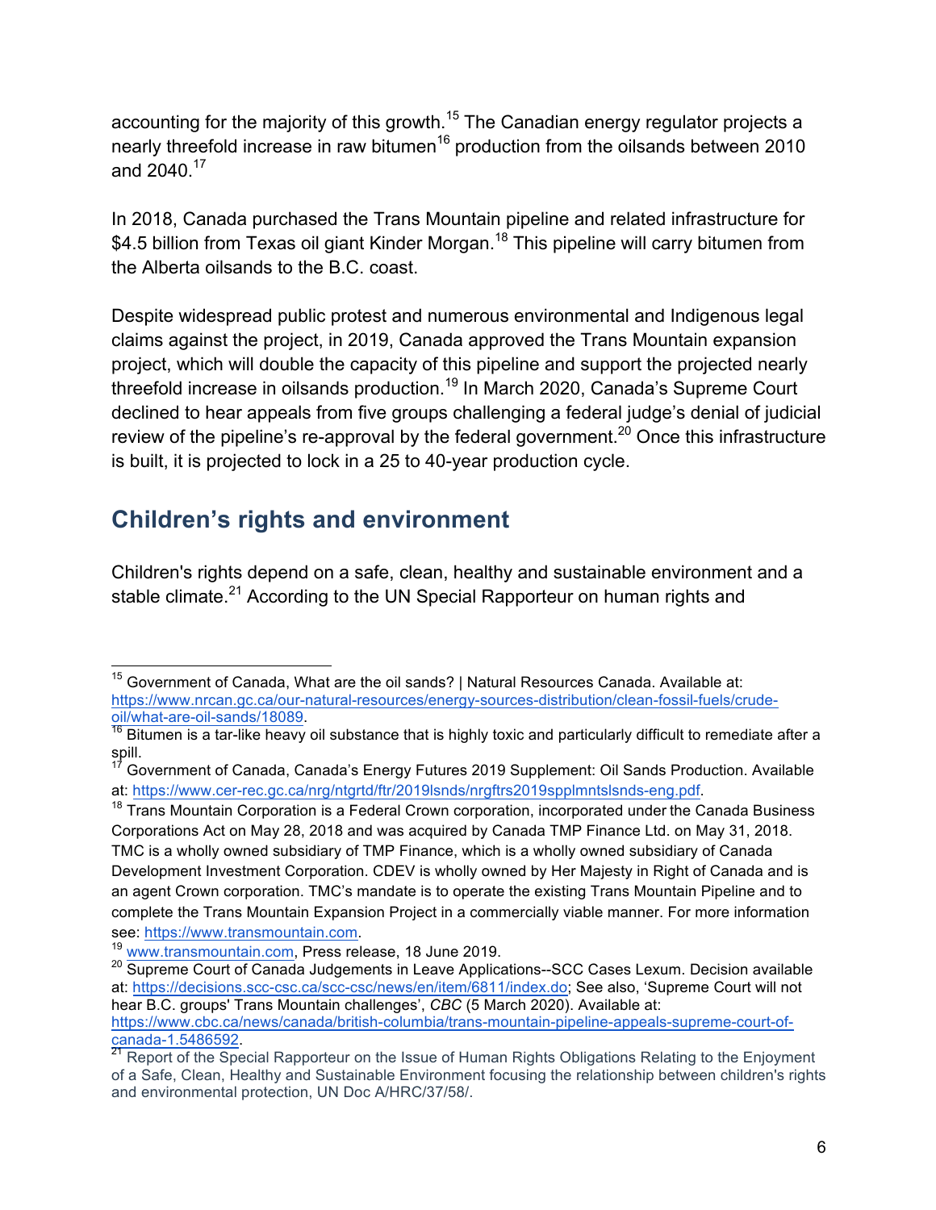accounting for the majority of this growth.[15] The Canadian energy regulator projects a nearly threefold increase in raw bitumen[16] production from the oilsands between 2010 and 2040.[17]

In 2018, Canada purchased the Trans Mountain pipeline and related infrastructure for $4.5 billion from Texas oil giant Kinder Morgan.[18] This pipeline will carry bitumen from the Alberta oilsands to the B.C. coast.

Despite widespread public protest and numerous environmental and Indigenous legal claims against the project, in 2019, Canada approved the Trans Mountain expansion project, which will double the capacity of this pipeline and support the projected nearly threefold increase in oilsands production.[19] In March 2020, Canada's Supreme Court declined to hear appeals from five groups challenging a federal judge's denial of judicial review of the pipeline's re-approval by the federal government.[20] Once this infrastructure is built, it is projected to lock in a 25 to 40-year production cycle.

## Children's rights and environment

Children's rights depend on a safe, clean, healthy and sustainable environment and a stable climate.[21] According to the UN Special Rapporteur on human rights and

---

[15] Government of Canada, What are the oil sands? | Natural Resources Canada. Available at: https://www.nrcan.gc.ca/our-natural-resources/energy-sources-distribution/clean-fossil-fuels/crude-oil/what-are-oil-sands/18089.

[16] Bitumen is a tar-like heavy oil substance that is highly toxic and particularly difficult to remediate after a spill.

[17] Government of Canada, Canada's Energy Futures 2019 Supplement: Oil Sands Production. Available at: https://www.cer-rec.gc.ca/nrg/ntgrtd/ftr/2019lsnds/nrgftrs2019spplmntslsnds-eng.pdf.

[18] Trans Mountain Corporation is a Federal Crown corporation, incorporated under the Canada Business Corporations Act on May 28, 2018 and was acquired by Canada TMP Finance Ltd. on May 31, 2018. TMC is a wholly owned subsidiary of TMP Finance, which is a wholly owned subsidiary of Canada Development Investment Corporation. CDEV is wholly owned by Her Majesty in Right of Canada and is an agent Crown corporation. TMC's mandate is to operate the existing Trans Mountain Pipeline and to complete the Trans Mountain Expansion Project in a commercially viable manner. For more information see: https://www.transmountain.com.

[19] www.transmountain.com, Press release, 18 June 2019.

[20] Supreme Court of Canada Judgements in Leave Applications--SCC Cases Lexum. Decision available at: https://decisions.scc-csc.ca/scc-csc/news/en/item/6811/index.do; See also, 'Supreme Court will not hear B.C. groups' Trans Mountain challenges', *CBC* (5 March 2020). Available at: https://www.cbc.ca/news/canada/british-columbia/trans-mountain-pipeline-appeals-supreme-court-of-canada-1.5486592.

[21] Report of the Special Rapporteur on the Issue of Human Rights Obligations Relating to the Enjoyment of a Safe, Clean, Healthy and Sustainable Environment focusing the relationship between children's rights and environmental protection, UN Doc A/HRC/37/58/.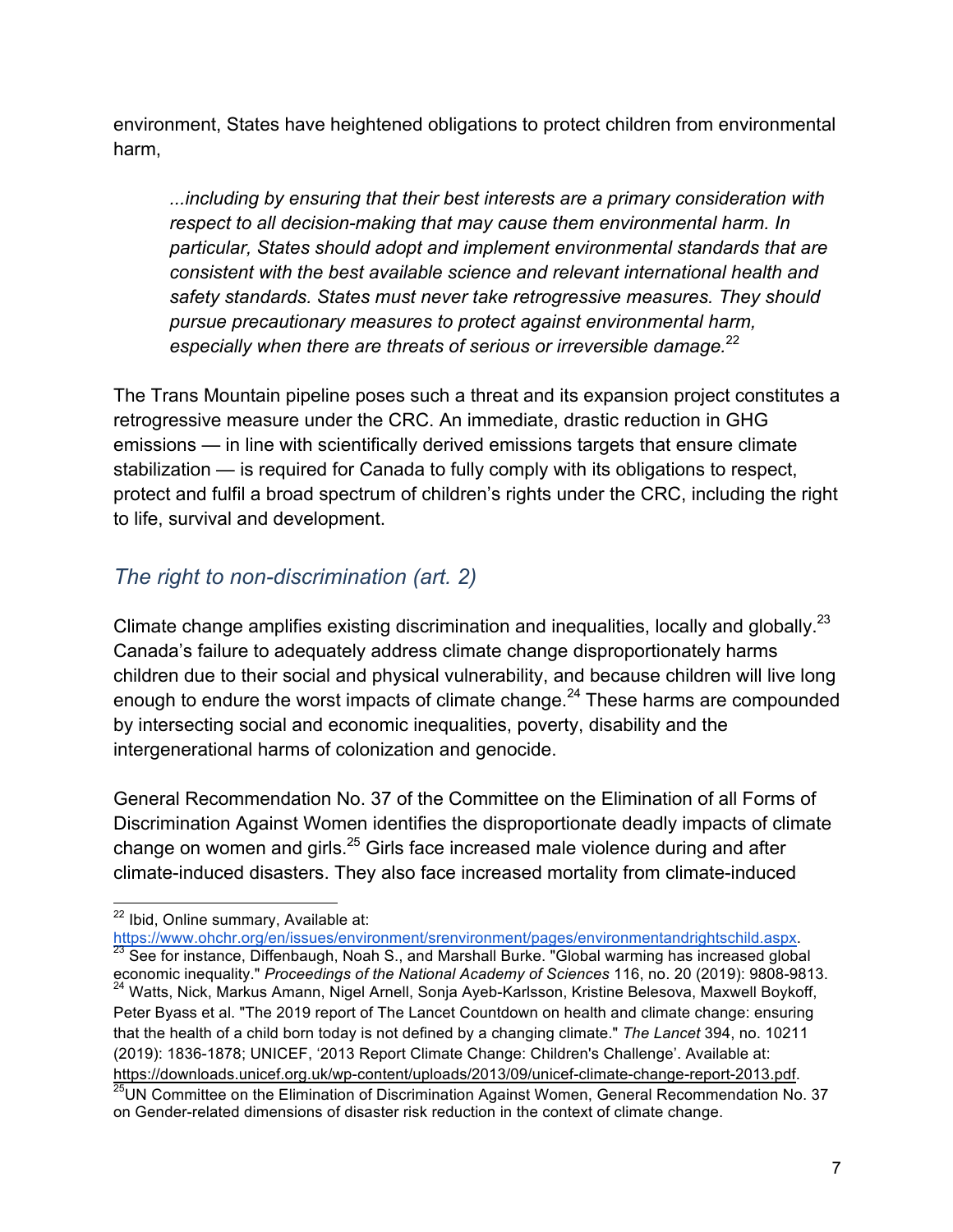environment, States have heightened obligations to protect children from environmental harm,

> *...including by ensuring that their best interests are a primary consideration with respect to all decision-making that may cause them environmental harm. In particular, States should adopt and implement environmental standards that are consistent with the best available science and relevant international health and safety standards. States must never take retrogressive measures. They should pursue precautionary measures to protect against environmental harm, especially when there are threats of serious or irreversible damage.*[22]

The Trans Mountain pipeline poses such a threat and its expansion project constitutes a retrogressive measure under the CRC. An immediate, drastic reduction in GHG emissions — in line with scientifically derived emissions targets that ensure climate stabilization — is required for Canada to fully comply with its obligations to respect, protect and fulfil a broad spectrum of children's rights under the CRC, including the right to life, survival and development.

## *The right to non-discrimination (art. 2)*

Climate change amplifies existing discrimination and inequalities, locally and globally.[23] Canada's failure to adequately address climate change disproportionately harms children due to their social and physical vulnerability, and because children will live long enough to endure the worst impacts of climate change.[24] These harms are compounded by intersecting social and economic inequalities, poverty, disability and the intergenerational harms of colonization and genocide.

General Recommendation No. 37 of the Committee on the Elimination of all Forms of Discrimination Against Women identifies the disproportionate deadly impacts of climate change on women and girls.[25] Girls face increased male violence during and after climate-induced disasters. They also face increased mortality from climate-induced

---

[22] Ibid, Online summary, Available at: https://www.ohchr.org/en/issues/environment/srenvironment/pages/environmentandrightschild.aspx.

[23] See for instance, Diffenbaugh, Noah S., and Marshall Burke. "Global warming has increased global economic inequality." *Proceedings of the National Academy of Sciences* 116, no. 20 (2019): 9808-9813.

[24] Watts, Nick, Markus Amann, Nigel Arnell, Sonja Ayeb-Karlsson, Kristine Belesova, Maxwell Boykoff, Peter Byass et al. "The 2019 report of The Lancet Countdown on health and climate change: ensuring that the health of a child born today is not defined by a changing climate." *The Lancet* 394, no. 10211 (2019): 1836-1878; UNICEF, '2013 Report Climate Change: Children's Challenge'. Available at: https://downloads.unicef.org.uk/wp-content/uploads/2013/09/unicef-climate-change-report-2013.pdf.

[25] UN Committee on the Elimination of Discrimination Against Women, General Recommendation No. 37 on Gender-related dimensions of disaster risk reduction in the context of climate change.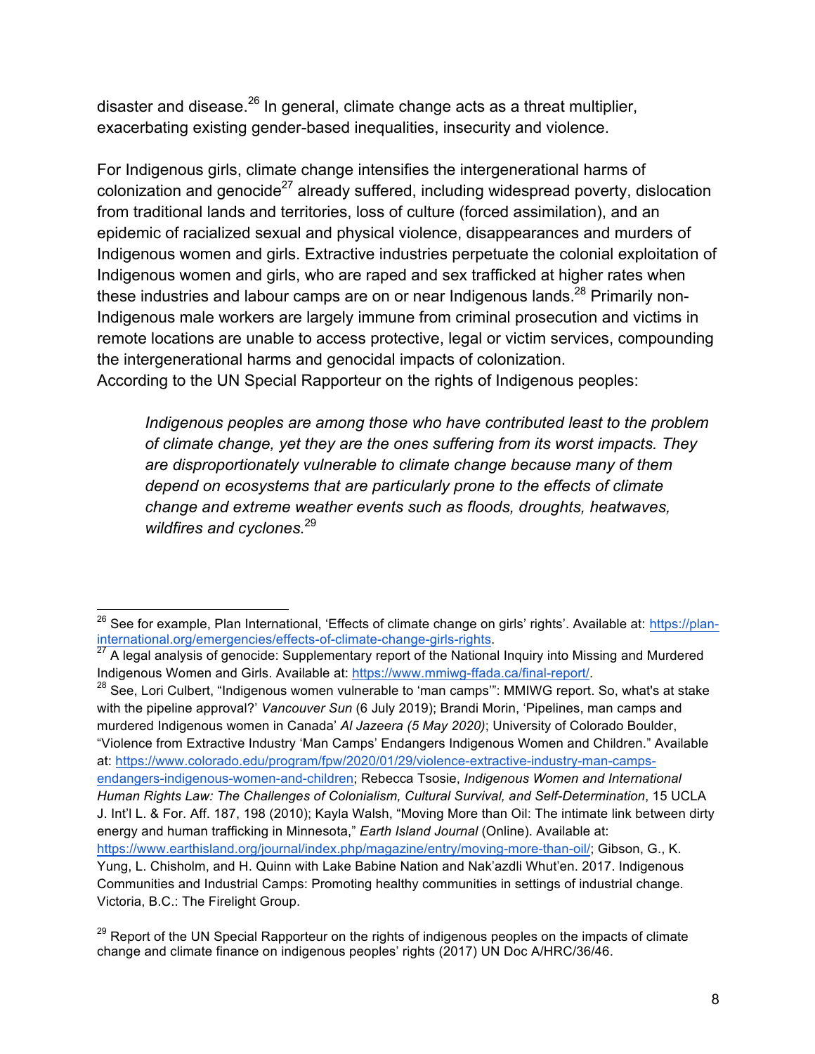disaster and disease.[26] In general, climate change acts as a threat multiplier, exacerbating existing gender-based inequalities, insecurity and violence.

For Indigenous girls, climate change intensifies the intergenerational harms of colonization and genocide[27] already suffered, including widespread poverty, dislocation from traditional lands and territories, loss of culture (forced assimilation), and an epidemic of racialized sexual and physical violence, disappearances and murders of Indigenous women and girls. Extractive industries perpetuate the colonial exploitation of Indigenous women and girls, who are raped and sex trafficked at higher rates when these industries and labour camps are on or near Indigenous lands.[28] Primarily non-Indigenous male workers are largely immune from criminal prosecution and victims in remote locations are unable to access protective, legal or victim services, compounding the intergenerational harms and genocidal impacts of colonization.
According to the UN Special Rapporteur on the rights of Indigenous peoples:

> *Indigenous peoples are among those who have contributed least to the problem of climate change, yet they are the ones suffering from its worst impacts. They are disproportionately vulnerable to climate change because many of them depend on ecosystems that are particularly prone to the effects of climate change and extreme weather events such as floods, droughts, heatwaves, wildfires and cyclones.*[29]

---

[26] See for example, Plan International, 'Effects of climate change on girls' rights'. Available at: https://plan-international.org/emergencies/effects-of-climate-change-girls-rights.

[27] A legal analysis of genocide: Supplementary report of the National Inquiry into Missing and Murdered Indigenous Women and Girls. Available at: https://www.mmiwg-ffada.ca/final-report/.

[28] See, Lori Culbert, "Indigenous women vulnerable to 'man camps'": MMIWG report. So, what's at stake with the pipeline approval?' *Vancouver Sun* (6 July 2019); Brandi Morin, 'Pipelines, man camps and murdered Indigenous women in Canada' *Al Jazeera (5 May 2020)*; University of Colorado Boulder, "Violence from Extractive Industry 'Man Camps' Endangers Indigenous Women and Children." Available at: https://www.colorado.edu/program/fpw/2020/01/29/violence-extractive-industry-man-camps-endangers-indigenous-women-and-children; Rebecca Tsosie, *Indigenous Women and International Human Rights Law: The Challenges of Colonialism, Cultural Survival, and Self-Determination*, 15 UCLA J. Int'l L. & For. Aff. 187, 198 (2010); Kayla Walsh, "Moving More than Oil: The intimate link between dirty energy and human trafficking in Minnesota," *Earth Island Journal* (Online). Available at: https://www.earthisland.org/journal/index.php/magazine/entry/moving-more-than-oil/; Gibson, G., K. Yung, L. Chisholm, and H. Quinn with Lake Babine Nation and Nak'azdli Whut'en. 2017. Indigenous Communities and Industrial Camps: Promoting healthy communities in settings of industrial change. Victoria, B.C.: The Firelight Group.

[29] Report of the UN Special Rapporteur on the rights of indigenous peoples on the impacts of climate change and climate finance on indigenous peoples' rights (2017) UN Doc A/HRC/36/46.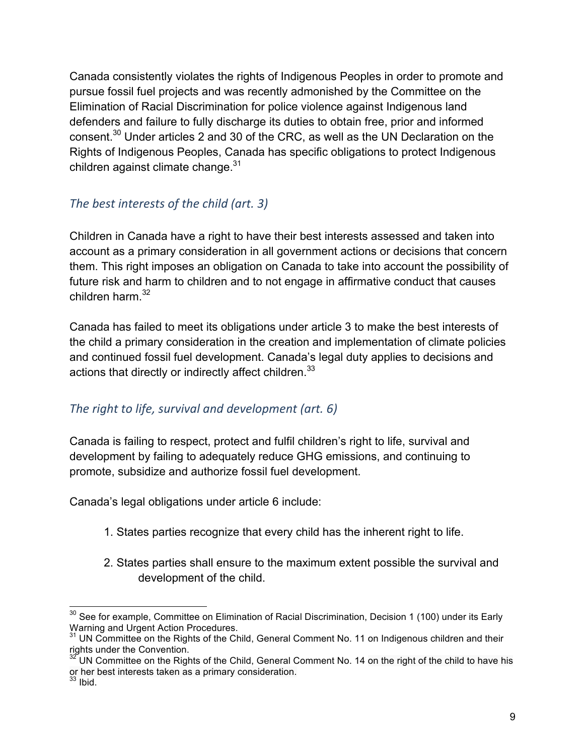Canada consistently violates the rights of Indigenous Peoples in order to promote and pursue fossil fuel projects and was recently admonished by the Committee on the Elimination of Racial Discrimination for police violence against Indigenous land defenders and failure to fully discharge its duties to obtain free, prior and informed consent.[30] Under articles 2 and 30 of the CRC, as well as the UN Declaration on the Rights of Indigenous Peoples, Canada has specific obligations to protect Indigenous children against climate change.[31]

### *The best interests of the child (art. 3)*

Children in Canada have a right to have their best interests assessed and taken into account as a primary consideration in all government actions or decisions that concern them. This right imposes an obligation on Canada to take into account the possibility of future risk and harm to children and to not engage in affirmative conduct that causes children harm.[32]

Canada has failed to meet its obligations under article 3 to make the best interests of the child a primary consideration in the creation and implementation of climate policies and continued fossil fuel development. Canada's legal duty applies to decisions and actions that directly or indirectly affect children.[33]

### *The right to life, survival and development (art. 6)*

Canada is failing to respect, protect and fulfil children's right to life, survival and development by failing to adequately reduce GHG emissions, and continuing to promote, subsidize and authorize fossil fuel development.

Canada's legal obligations under article 6 include:

1. States parties recognize that every child has the inherent right to life.
2. States parties shall ensure to the maximum extent possible the survival and development of the child.

---

[30] See for example, Committee on Elimination of Racial Discrimination, Decision 1 (100) under its Early Warning and Urgent Action Procedures.

[31] UN Committee on the Rights of the Child, General Comment No. 11 on Indigenous children and their rights under the Convention.

[32] UN Committee on the Rights of the Child, General Comment No. 14 on the right of the child to have his or her best interests taken as a primary consideration.

[33] Ibid.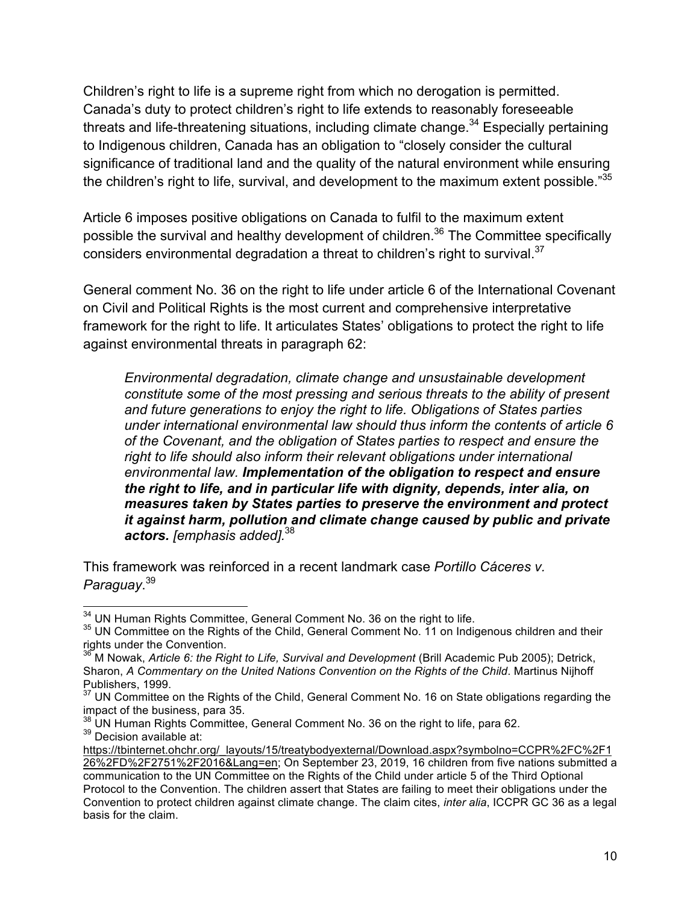Children's right to life is a supreme right from which no derogation is permitted. Canada's duty to protect children's right to life extends to reasonably foreseeable threats and life-threatening situations, including climate change.[34] Especially pertaining to Indigenous children, Canada has an obligation to "closely consider the cultural significance of traditional land and the quality of the natural environment while ensuring the children's right to life, survival, and development to the maximum extent possible."[35]

Article 6 imposes positive obligations on Canada to fulfil to the maximum extent possible the survival and healthy development of children.[36] The Committee specifically considers environmental degradation a threat to children's right to survival.[37]

General comment No. 36 on the right to life under article 6 of the International Covenant on Civil and Political Rights is the most current and comprehensive interpretative framework for the right to life. It articulates States' obligations to protect the right to life against environmental threats in paragraph 62:

> *Environmental degradation, climate change and unsustainable development constitute some of the most pressing and serious threats to the ability of present and future generations to enjoy the right to life. Obligations of States parties under international environmental law should thus inform the contents of article 6 of the Covenant, and the obligation of States parties to respect and ensure the right to life should also inform their relevant obligations under international environmental law.* ***Implementation of the obligation to respect and ensure the right to life, and in particular life with dignity, depends, inter alia, on measures taken by States parties to preserve the environment and protect it against harm, pollution and climate change caused by public and private actors.*** *[emphasis added].*[38]

This framework was reinforced in a recent landmark case *Portillo Cáceres v. Paraguay*.[39]

---

[34] UN Human Rights Committee, General Comment No. 36 on the right to life.

[35] UN Committee on the Rights of the Child, General Comment No. 11 on Indigenous children and their rights under the Convention.

[36] M Nowak, *Article 6: the Right to Life, Survival and Development* (Brill Academic Pub 2005); Detrick, Sharon, *A Commentary on the United Nations Convention on the Rights of the Child*. Martinus Nijhoff Publishers, 1999.

[37] UN Committee on the Rights of the Child, General Comment No. 16 on State obligations regarding the impact of the business, para 35.

[38] UN Human Rights Committee, General Comment No. 36 on the right to life, para 62.

[39] Decision available at: https://tbinternet.ohchr.org/_layouts/15/treatybodyexternal/Download.aspx?symbolno=CCPR%2FC%2F126%2FD%2F2751%2F2016&Lang=en; On September 23, 2019, 16 children from five nations submitted a communication to the UN Committee on the Rights of the Child under article 5 of the Third Optional Protocol to the Convention. The children assert that States are failing to meet their obligations under the Convention to protect children against climate change. The claim cites, *inter alia*, ICCPR GC 36 as a legal basis for the claim.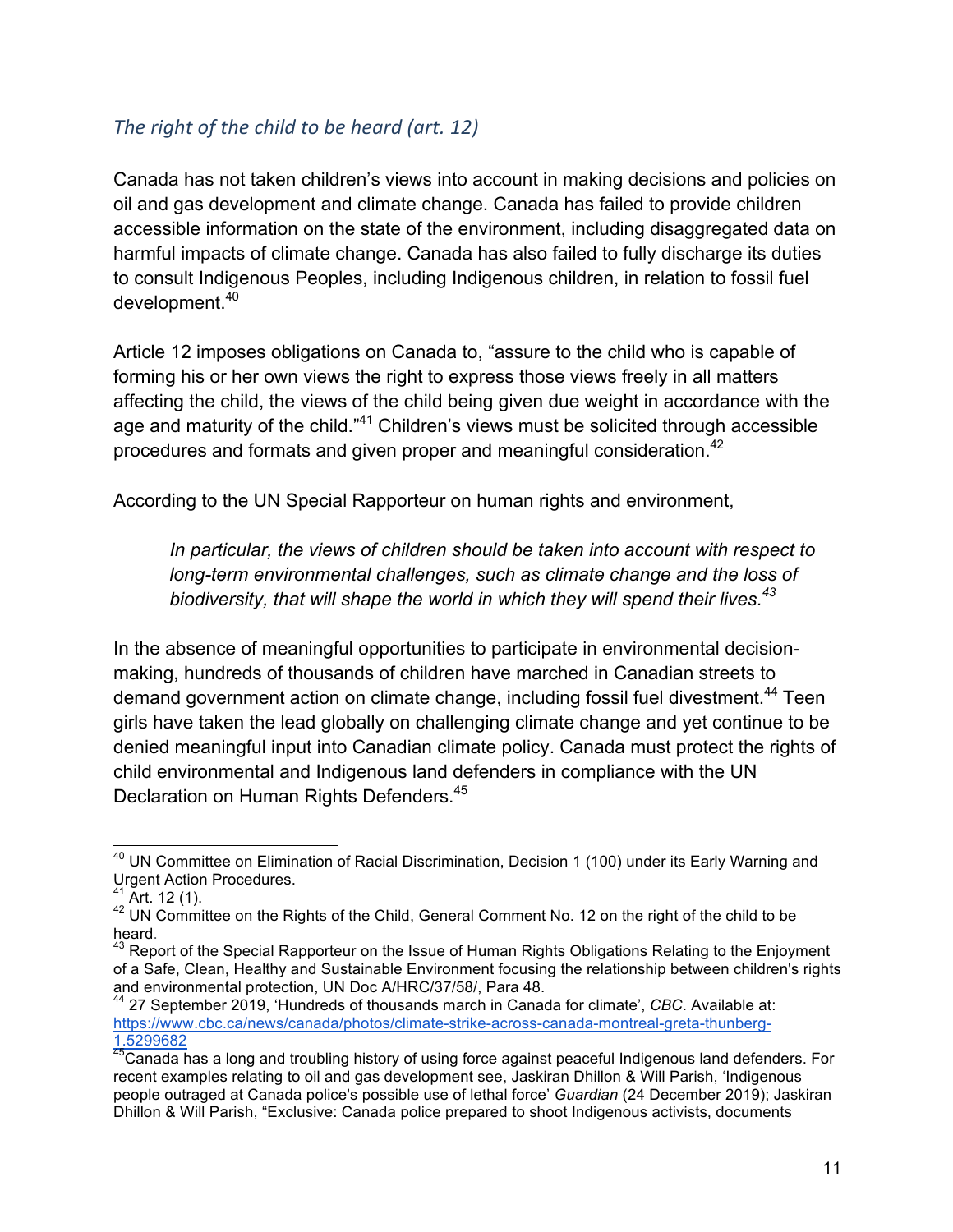### *The right of the child to be heard (art. 12)*

Canada has not taken children's views into account in making decisions and policies on oil and gas development and climate change. Canada has failed to provide children accessible information on the state of the environment, including disaggregated data on harmful impacts of climate change. Canada has also failed to fully discharge its duties to consult Indigenous Peoples, including Indigenous children, in relation to fossil fuel development.[40]

Article 12 imposes obligations on Canada to, "assure to the child who is capable of forming his or her own views the right to express those views freely in all matters affecting the child, the views of the child being given due weight in accordance with the age and maturity of the child."[41] Children's views must be solicited through accessible procedures and formats and given proper and meaningful consideration.[42]

According to the UN Special Rapporteur on human rights and environment,

> *In particular, the views of children should be taken into account with respect to long-term environmental challenges, such as climate change and the loss of biodiversity, that will shape the world in which they will spend their lives.[43]*

In the absence of meaningful opportunities to participate in environmental decision-making, hundreds of thousands of children have marched in Canadian streets to demand government action on climate change, including fossil fuel divestment.[44] Teen girls have taken the lead globally on challenging climate change and yet continue to be denied meaningful input into Canadian climate policy. Canada must protect the rights of child environmental and Indigenous land defenders in compliance with the UN Declaration on Human Rights Defenders.[45]

---

[40] UN Committee on Elimination of Racial Discrimination, Decision 1 (100) under its Early Warning and Urgent Action Procedures.

[41] Art. 12 (1).

[42] UN Committee on the Rights of the Child, General Comment No. 12 on the right of the child to be heard.

[43] Report of the Special Rapporteur on the Issue of Human Rights Obligations Relating to the Enjoyment of a Safe, Clean, Healthy and Sustainable Environment focusing the relationship between children's rights and environmental protection, UN Doc A/HRC/37/58/, Para 48.

[44] 27 September 2019, 'Hundreds of thousands march in Canada for climate', *CBC*. Available at: [https://www.cbc.ca/news/canada/photos/climate-strike-across-canada-montreal-greta-thunberg-1.5299682](https://www.cbc.ca/news/canada/photos/climate-strike-across-canada-montreal-greta-thunberg-1.5299682)

[45] Canada has a long and troubling history of using force against peaceful Indigenous land defenders. For recent examples relating to oil and gas development see, Jaskiran Dhillon & Will Parish, 'Indigenous people outraged at Canada police's possible use of lethal force' *Guardian* (24 December 2019); Jaskiran Dhillon & Will Parish, "Exclusive: Canada police prepared to shoot Indigenous activists, documents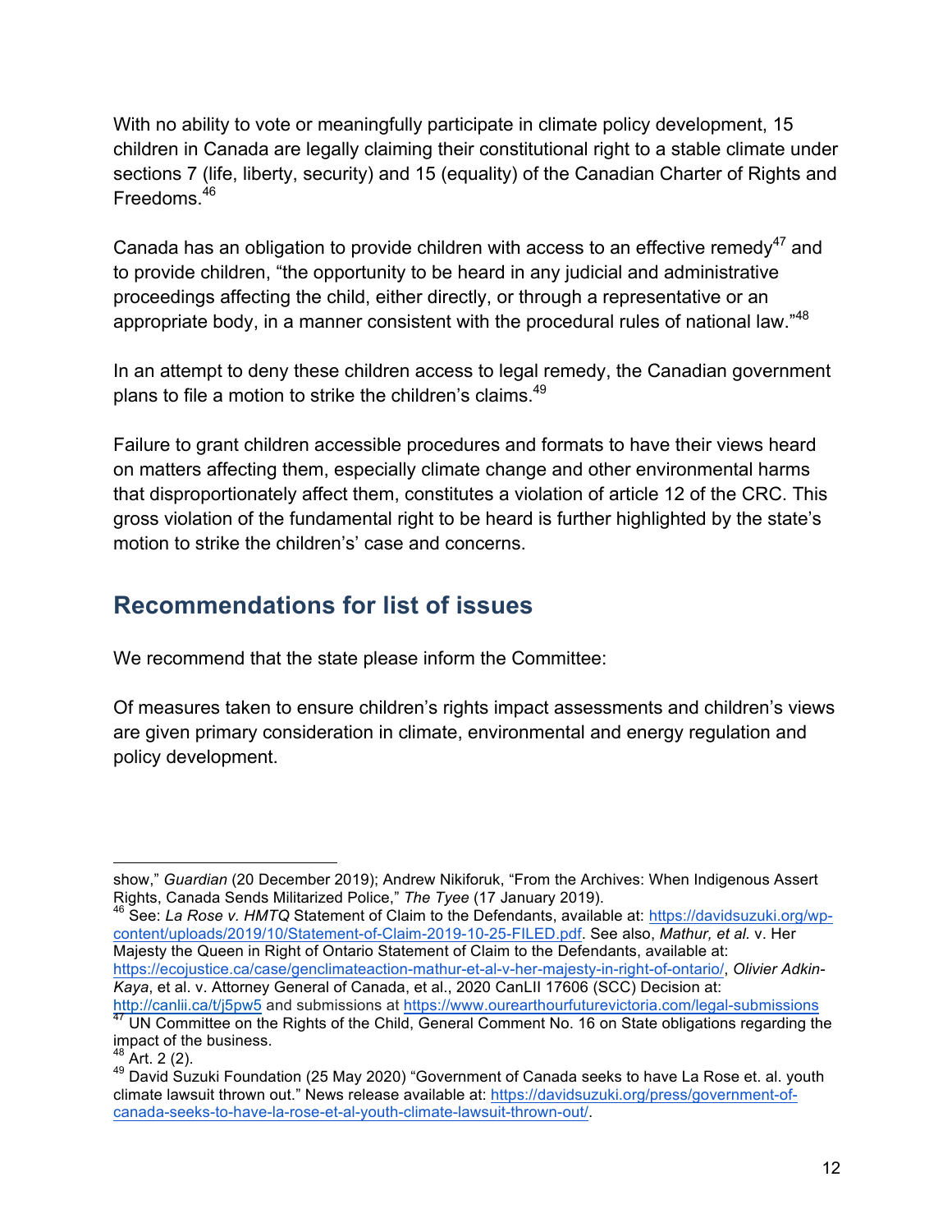With no ability to vote or meaningfully participate in climate policy development, 15 children in Canada are legally claiming their constitutional right to a stable climate under sections 7 (life, liberty, security) and 15 (equality) of the Canadian Charter of Rights and Freedoms.[46]

Canada has an obligation to provide children with access to an effective remedy[47] and to provide children, "the opportunity to be heard in any judicial and administrative proceedings affecting the child, either directly, or through a representative or an appropriate body, in a manner consistent with the procedural rules of national law."[48]

In an attempt to deny these children access to legal remedy, the Canadian government plans to file a motion to strike the children's claims.[49]

Failure to grant children accessible procedures and formats to have their views heard on matters affecting them, especially climate change and other environmental harms that disproportionately affect them, constitutes a violation of article 12 of the CRC. This gross violation of the fundamental right to be heard is further highlighted by the state's motion to strike the childrens'' case and concerns.

## Recommendations for list of issues

We recommend that the state please inform the Committee:

Of measures taken to ensure children's rights impact assessments and children's views are given primary consideration in climate, environmental and energy regulation and policy development.

---

show," *Guardian* (20 December 2019); Andrew Nikiforuk, "From the Archives: When Indigenous Assert Rights, Canada Sends Militarized Police," *The Tyee* (17 January 2019).

[46] See: *La Rose v. HMTQ* Statement of Claim to the Defendants, available at: https://davidsuzuki.org/wp-content/uploads/2019/10/Statement-of-Claim-2019-10-25-FILED.pdf. See also, *Mathur, et al.* v. Her Majesty the Queen in Right of Ontario Statement of Claim to the Defendants, available at: https://ecojustice.ca/case/genclimateaction-mathur-et-al-v-her-majesty-in-right-of-ontario/, *Olivier Adkin-Kaya*, et al. v. Attorney General of Canada, et al., 2020 CanLII 17606 (SCC) Decision at: http://canlii.ca/t/j5pw5 and submissions at https://www.ourearthourfuturevictoria.com/legal-submissions

[47] UN Committee on the Rights of the Child, General Comment No. 16 on State obligations regarding the impact of the business.

[48] Art. 2 (2).

[49] David Suzuki Foundation (25 May 2020) "Government of Canada seeks to have La Rose et. al. youth climate lawsuit thrown out." News release available at: https://davidsuzuki.org/press/government-of-canada-seeks-to-have-la-rose-et-al-youth-climate-lawsuit-thrown-out/.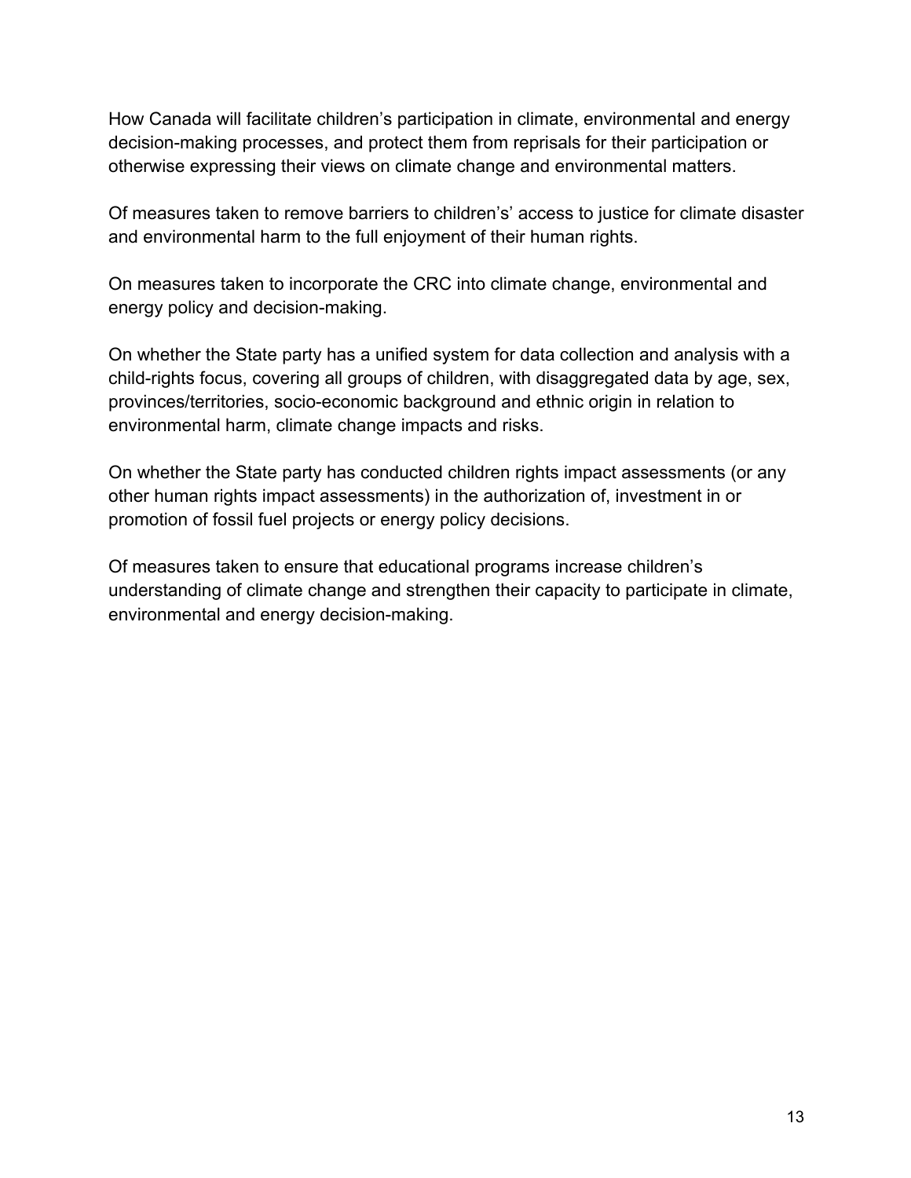How Canada will facilitate children's participation in climate, environmental and energy decision-making processes, and protect them from reprisals for their participation or otherwise expressing their views on climate change and environmental matters.

Of measures taken to remove barriers to children's' access to justice for climate disaster and environmental harm to the full enjoyment of their human rights.

On measures taken to incorporate the CRC into climate change, environmental and energy policy and decision-making.

On whether the State party has a unified system for data collection and analysis with a child-rights focus, covering all groups of children, with disaggregated data by age, sex, provinces/territories, socio-economic background and ethnic origin in relation to environmental harm, climate change impacts and risks.

On whether the State party has conducted children rights impact assessments (or any other human rights impact assessments) in the authorization of, investment in or promotion of fossil fuel projects or energy policy decisions.

Of measures taken to ensure that educational programs increase children's understanding of climate change and strengthen their capacity to participate in climate, environmental and energy decision-making.